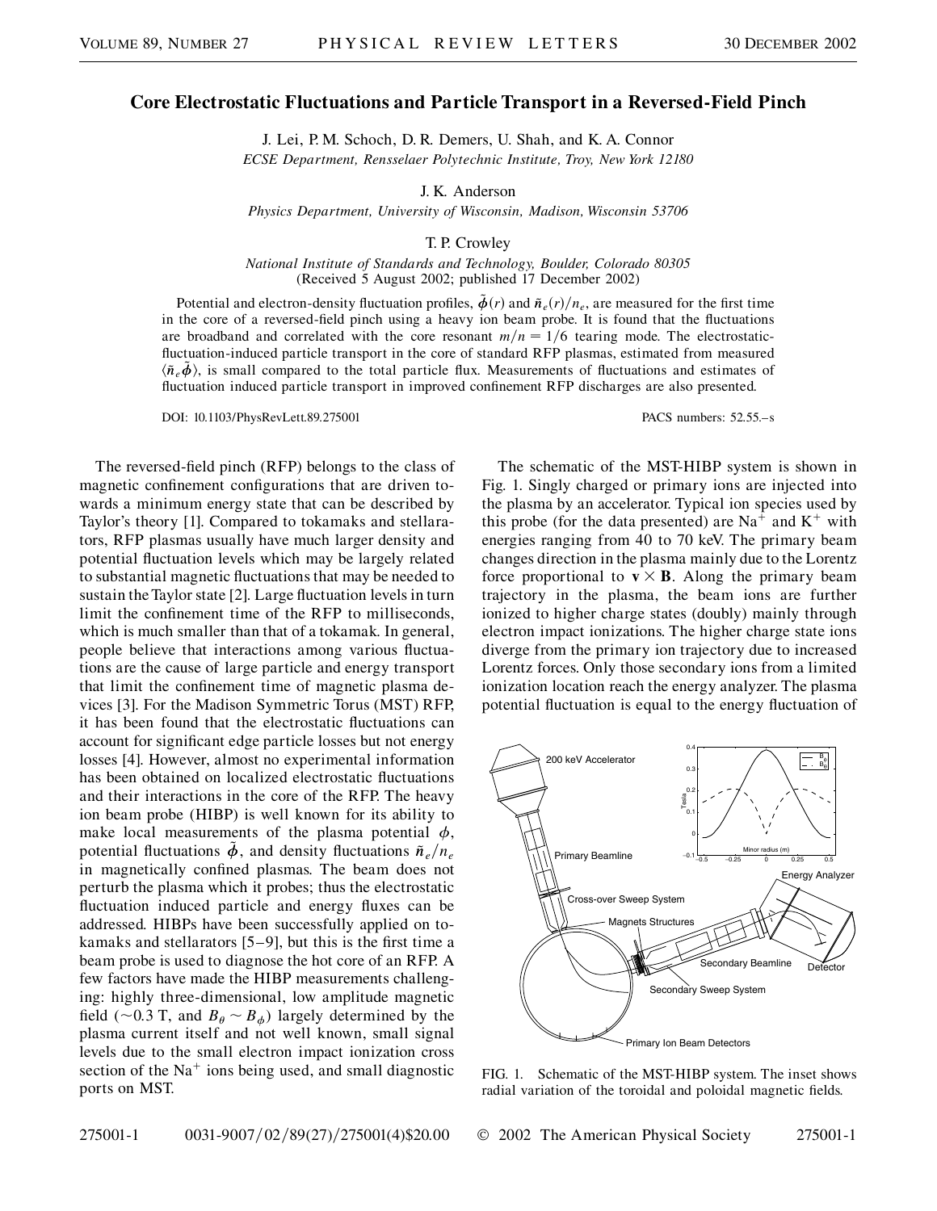# Core Electrostatic Fluctuations and Particle Transport in a Reversed-Field Pinch

J. Lei, P. M. Schoch, D. R. Demers, U. Shah, and K. A. Connor

*ECSE Department, Rensselaer Polytechnic Institute, Troy, New York 12180*

J. K. Anderson

*Physics Department, University of Wisconsin, Madison, Wisconsin 53706*

T. P. Crowley

*National Institute of Standards and Technology, Boulder, Colorado 80305*

(Received 5 August 2002; published 17 December 2002)

Potential and electron-density fluctuation profiles, $\tilde{\phi}(r)$ and $\tilde{n}_e(r)/n_e$, are measured for the first time in the core of a reversed-field pinch using a heavy ion beam probe. It is found that the fluctuations are broadband and correlated with the core resonant $m/n = 1/6$ tearing mode. The electrostatic-fluctuation-induced particle transport in the core of standard RFP plasmas, estimated from measured $\langle \tilde{n}_e \tilde{\phi} \rangle$, is small compared to the total particle flux. Measurements of fluctuations and estimates of fluctuation induced particle transport in improved confinement RFP discharges are also presented.

DOI: 10.1103/PhysRevLett.89.275001 PACS numbers: 52.55.–s

The reversed-field pinch (RFP) belongs to the class of magnetic confinement configurations that are driven towards a minimum energy state that can be described by Taylor's theory [1]. Compared to tokamaks and stellarators, RFP plasmas usually have much larger density and potential fluctuation levels which may be largely related to substantial magnetic fluctuations that may be needed to sustain the Taylor state [2]. Large fluctuation levels in turn limit the confinement time of the RFP to milliseconds, which is much smaller than that of a tokamak. In general, people believe that interactions among various fluctuations are the cause of large particle and energy transport that limit the confinement time of magnetic plasma devices [3]. For the Madison Symmetric Torus (MST) RFP, it has been found that the electrostatic fluctuations can account for significant edge particle losses but not energy losses [4]. However, almost no experimental information has been obtained on localized electrostatic fluctuations and their interactions in the core of the RFP. The heavy ion beam probe (HIBP) is well known for its ability to make local measurements of the plasma potential $\phi$, potential fluctuations $\tilde{\phi}$, and density fluctuations $\tilde{n}_e/n_e$ in magnetically confined plasmas. The beam does not perturb the plasma which it probes; thus the electrostatic fluctuation induced particle and energy fluxes can be addressed. HIBPs have been successfully applied on tokamaks and stellarators [5–9], but this is the first time a beam probe is used to diagnose the hot core of an RFP. A few factors have made the HIBP measurements challenging: highly three-dimensional, low amplitude magnetic field ($\sim$0.3 T, and $B_\theta \sim B_\phi$) largely determined by the plasma current itself and not well known, small signal levels due to the small electron impact ionization cross section of the $Na^+$ ions being used, and small diagnostic ports on MST.

The schematic of the MST-HIBP system is shown in Fig. 1. Singly charged or primary ions are injected into the plasma by an accelerator. Typical ion species used by this probe (for the data presented) are $Na^+$ and $K^+$ with energies ranging from 40 to 70 keV. The primary beam changes direction in the plasma mainly due to the Lorentz force proportional to $\mathbf{v} \times \mathbf{B}$. Along the primary beam trajectory in the plasma, the beam ions are further ionized to higher charge states (doubly) mainly through electron impact ionizations. The higher charge state ions diverge from the primary ion trajectory due to increased Lorentz forces. Only those secondary ions from a limited ionization location reach the energy analyzer. The plasma potential fluctuation is equal to the energy fluctuation of

FIG. 1. Schematic of the MST-HIBP system. The inset shows radial variation of the toroidal and poloidal magnetic fields.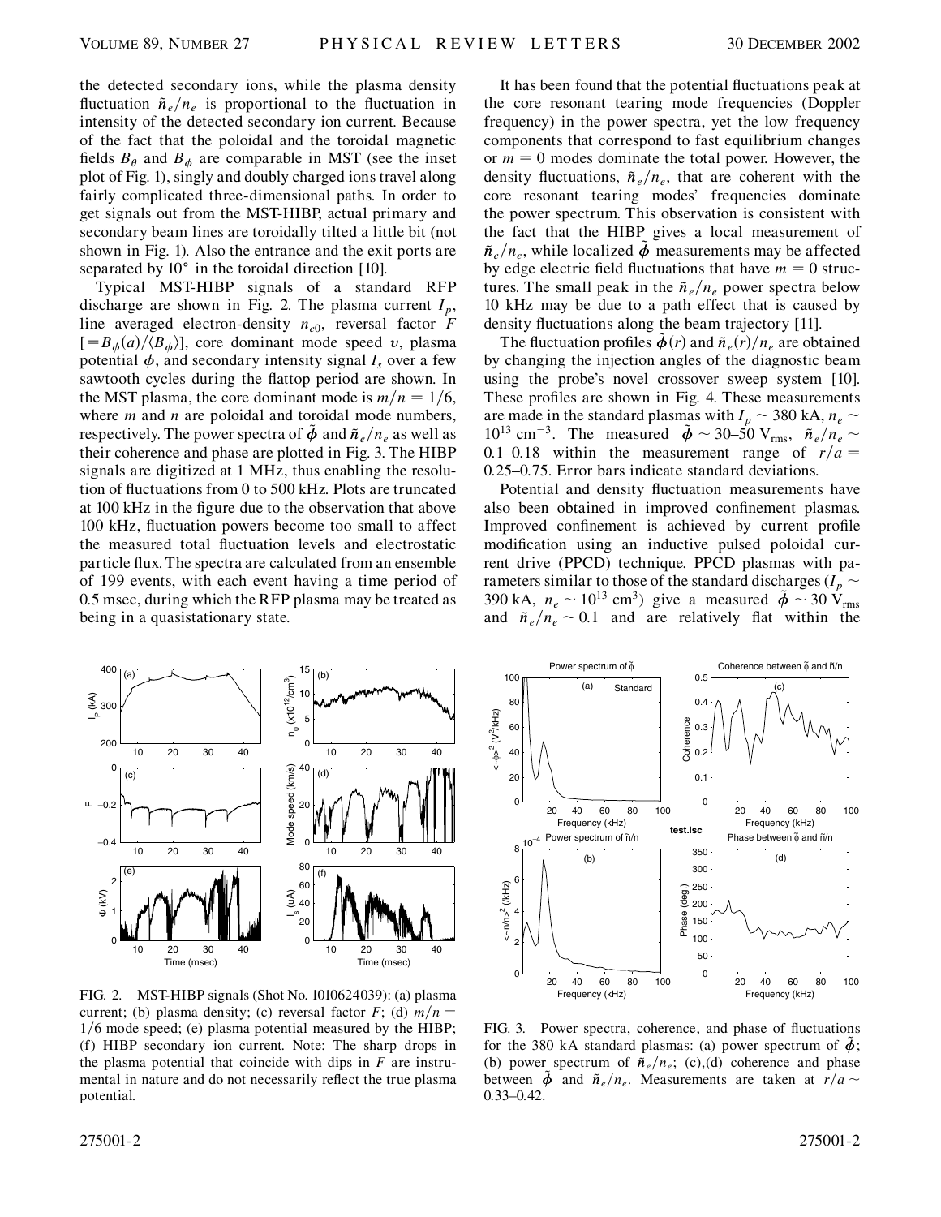the detected secondary ions, while the plasma density fluctuation $\tilde{n}_e/n_e$ is proportional to the fluctuation in intensity of the detected secondary ion current. Because of the fact that the poloidal and the toroidal magnetic fields $B_\theta$ and $B_\phi$ are comparable in MST (see the inset plot of Fig. 1), singly and doubly charged ions travel along fairly complicated three-dimensional paths. In order to get signals out from the MST-HIBP, actual primary and secondary beam lines are toroidally tilted a little bit (not shown in Fig. 1). Also the entrance and the exit ports are separated by 10° in the toroidal direction [10].

Typical MST-HIBP signals of a standard RFP discharge are shown in Fig. 2. The plasma current $I_p$, line averaged electron-density $n_{e0}$, reversal factor $F$ [$=B_\phi(a)/\langle B_\phi \rangle$], core dominant mode speed $v$, plasma potential $\phi$, and secondary intensity signal $I_s$ over a few sawtooth cycles during the flattop period are shown. In the MST plasma, the core dominant mode is $m/n = 1/6$, where $m$ and $n$ are poloidal and toroidal mode numbers, respectively. The power spectra of $\tilde{\phi}$ and $\tilde{n}_e/n_e$ as well as their coherence and phase are plotted in Fig. 3. The HIBP signals are digitized at 1 MHz, thus enabling the resolution of fluctuations from 0 to 500 kHz. Plots are truncated at 100 kHz in the figure due to the observation that above 100 kHz, fluctuation powers become too small to affect the measured total fluctuation levels and electrostatic particle flux. The spectra are calculated from an ensemble of 199 events, with each event having a time period of 0.5 msec, during which the RFP plasma may be treated as being in a quasistationary state.

FIG. 2. MST-HIBP signals (Shot No. 1010624039): (a) plasma current; (b) plasma density; (c) reversal factor $F$; (d) $m/n = 1/6$ mode speed; (e) plasma potential measured by the HIBP; (f) HIBP secondary ion current. Note: The sharp drops in the plasma potential that coincide with dips in $F$ are instrumental in nature and do not necessarily reflect the true plasma potential.

It has been found that the potential fluctuations peak at the core resonant tearing mode frequencies (Doppler frequency) in the power spectra, yet the low frequency components that correspond to fast equilibrium changes or $m = 0$ modes dominate the total power. However, the density fluctuations, $\tilde{n}_e/n_e$, that are coherent with the core resonant tearing modes' frequencies dominate the power spectrum. This observation is consistent with the fact that the HIBP gives a local measurement of $\tilde{n}_e/n_e$, while localized $\tilde{\phi}$ measurements may be affected by edge electric field fluctuations that have $m = 0$ structures. The small peak in the $\tilde{n}_e/n_e$ power spectra below 10 kHz may be due to a path effect that is caused by density fluctuations along the beam trajectory [11].

The fluctuation profiles $\tilde{\phi}(r)$ and $\tilde{n}_e(r)/n_e$ are obtained by changing the injection angles of the diagnostic beam using the probe's novel crossover sweep system [10]. These profiles are shown in Fig. 4. These measurements are made in the standard plasmas with $I_p \sim 380$ kA, $n_e \sim 10^{13}$ cm$^{-3}$. The measured $\tilde{\phi} \sim 30$–$50$ V$_{\rm rms}$, $\tilde{n}_e/n_e \sim 0.1$–$0.18$ within the measurement range of $r/a = 0.25$–$0.75$. Error bars indicate standard deviations.

Potential and density fluctuation measurements have also been obtained in improved confinement plasmas. Improved confinement is achieved by current profile modification using an inductive pulsed poloidal current drive (PPCD) technique. PPCD plasmas with parameters similar to those of the standard discharges ($I_p \sim 390$ kA, $n_e \sim 10^{13}$ cm$^3$) give a measured $\tilde{\phi} \sim 30$ V$_{\rm rms}$ and $\tilde{n}_e/n_e \sim 0.1$ and are relatively flat within the

FIG. 3. Power spectra, coherence, and phase of fluctuations for the 380 kA standard plasmas: (a) power spectrum of $\tilde{\phi}$; (b) power spectrum of $\tilde{n}_e/n_e$; (c),(d) coherence and phase between $\tilde{\phi}$ and $\tilde{n}_e/n_e$. Measurements are taken at $r/a \sim 0.33$–$0.42$.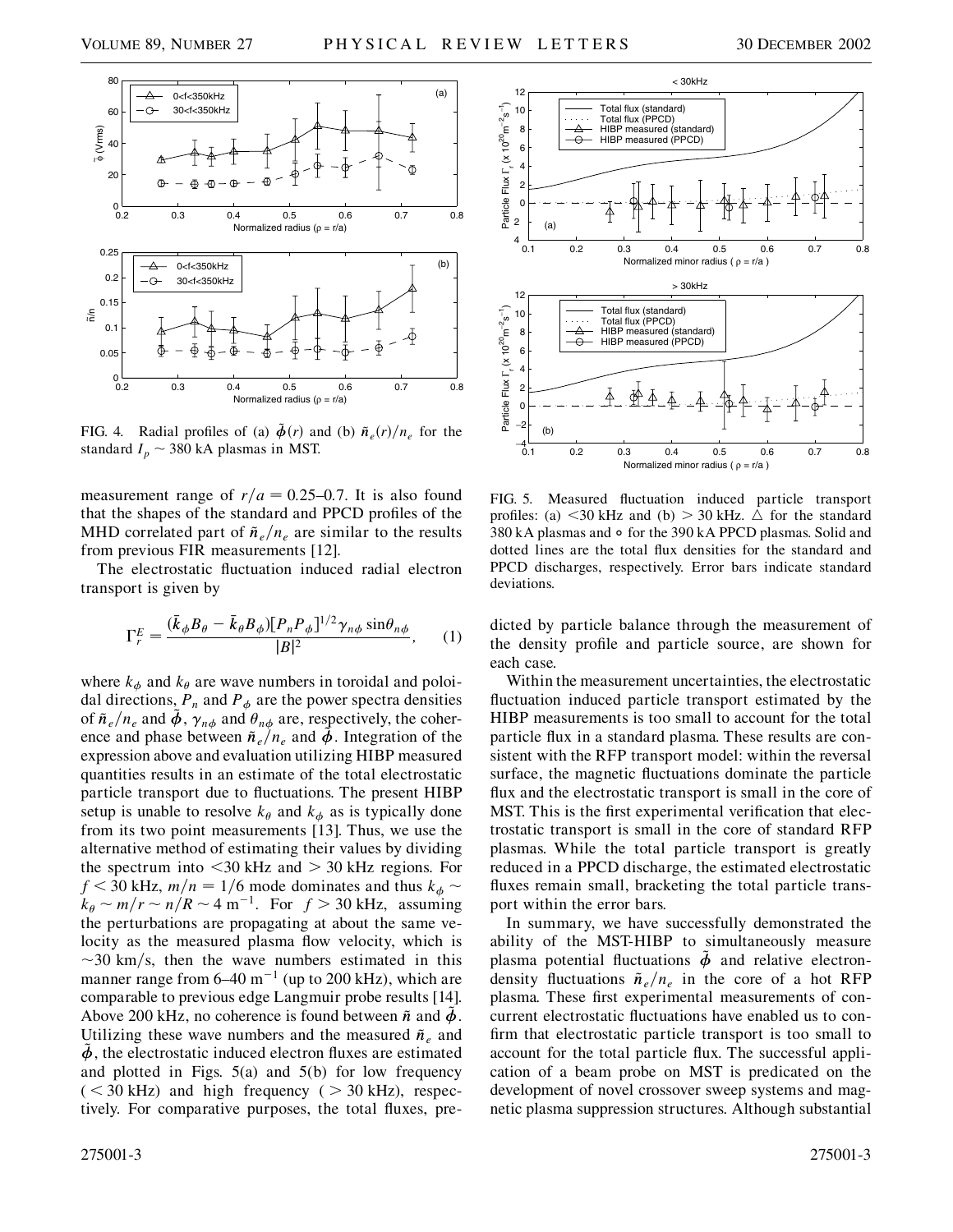FIG. 4. Radial profiles of (a) $\tilde{\phi}(r)$ and (b) $\tilde{n}_e(r)/n_e$ for the standard $I_p \sim 380$ kA plasmas in MST.

measurement range of $r/a = 0.25$–0.7. It is also found that the shapes of the standard and PPCD profiles of the MHD correlated part of $\tilde{n}_e/n_e$ are similar to the results from previous FIR measurements [12].

The electrostatic fluctuation induced radial electron transport is given by

$$\Gamma_r^E = \frac{(\bar{k}_\phi B_\theta - \bar{k}_\theta B_\phi)[P_n P_\phi]^{1/2} \gamma_{n\phi} \sin\theta_{n\phi}}{|B|^2}, \quad (1)$$

where $k_\phi$ and $k_\theta$ are wave numbers in toroidal and poloidal directions, $P_n$ and $P_\phi$ are the power spectra densities of $\tilde{n}_e/n_e$ and $\tilde{\phi}$, $\gamma_{n\phi}$ and $\theta_{n\phi}$ are, respectively, the coherence and phase between $\tilde{n}_e/n_e$ and $\tilde{\phi}$. Integration of the expression above and evaluation utilizing HIBP measured quantities results in an estimate of the total electrostatic particle transport due to fluctuations. The present HIBP setup is unable to resolve $k_\theta$ and $k_\phi$ as is typically done from its two point measurements [13]. Thus, we use the alternative method of estimating their values by dividing the spectrum into $<30$ kHz and $>30$ kHz regions. For $f < 30$ kHz, $m/n = 1/6$ mode dominates and thus $k_\phi \sim k_\theta \sim m/r \sim n/R \sim 4\ \text{m}^{-1}$. For $f > 30$ kHz, assuming the perturbations are propagating at about the same velocity as the measured plasma flow velocity, which is $\sim 30$ km/s, then the wave numbers estimated in this manner range from 6–40 $\text{m}^{-1}$ (up to 200 kHz), which are comparable to previous edge Langmuir probe results [14]. Above 200 kHz, no coherence is found between $\tilde{n}$ and $\tilde{\phi}$. Utilizing these wave numbers and the measured $\tilde{n}_e$ and $\tilde{\phi}$, the electrostatic induced electron fluxes are estimated and plotted in Figs. 5(a) and 5(b) for low frequency ($<30$ kHz) and high frequency ($>30$ kHz), respectively. For comparative purposes, the total fluxes, predicted by particle balance through the measurement of the density profile and particle source, are shown for each case.

FIG. 5. Measured fluctuation induced particle transport profiles: (a) $<30$ kHz and (b) $>30$ kHz. $\triangle$ for the standard 380 kA plasmas and $\circ$ for the 390 kA PPCD plasmas. Solid and dotted lines are the total flux densities for the standard and PPCD discharges, respectively. Error bars indicate standard deviations.

Within the measurement uncertainties, the electrostatic fluctuation induced particle transport estimated by the HIBP measurements is too small to account for the total particle flux in a standard plasma. These results are consistent with the RFP transport model: within the reversal surface, the magnetic fluctuations dominate the particle flux and the electrostatic transport is small in the core of MST. This is the first experimental verification that electrostatic transport is small in the core of standard RFP plasmas. While the total particle transport is greatly reduced in a PPCD discharge, the estimated electrostatic fluxes remain small, bracketing the total particle transport within the error bars.

In summary, we have successfully demonstrated the ability of the MST-HIBP to simultaneously measure plasma potential fluctuations $\tilde{\phi}$ and relative electron-density fluctuations $\tilde{n}_e/n_e$ in the core of a hot RFP plasma. These first experimental measurements of concurrent electrostatic fluctuations have enabled us to confirm that electrostatic particle transport is too small to account for the total particle flux. The successful application of a beam probe on MST is predicated on the development of novel crossover sweep systems and magnetic plasma suppression structures. Although substantial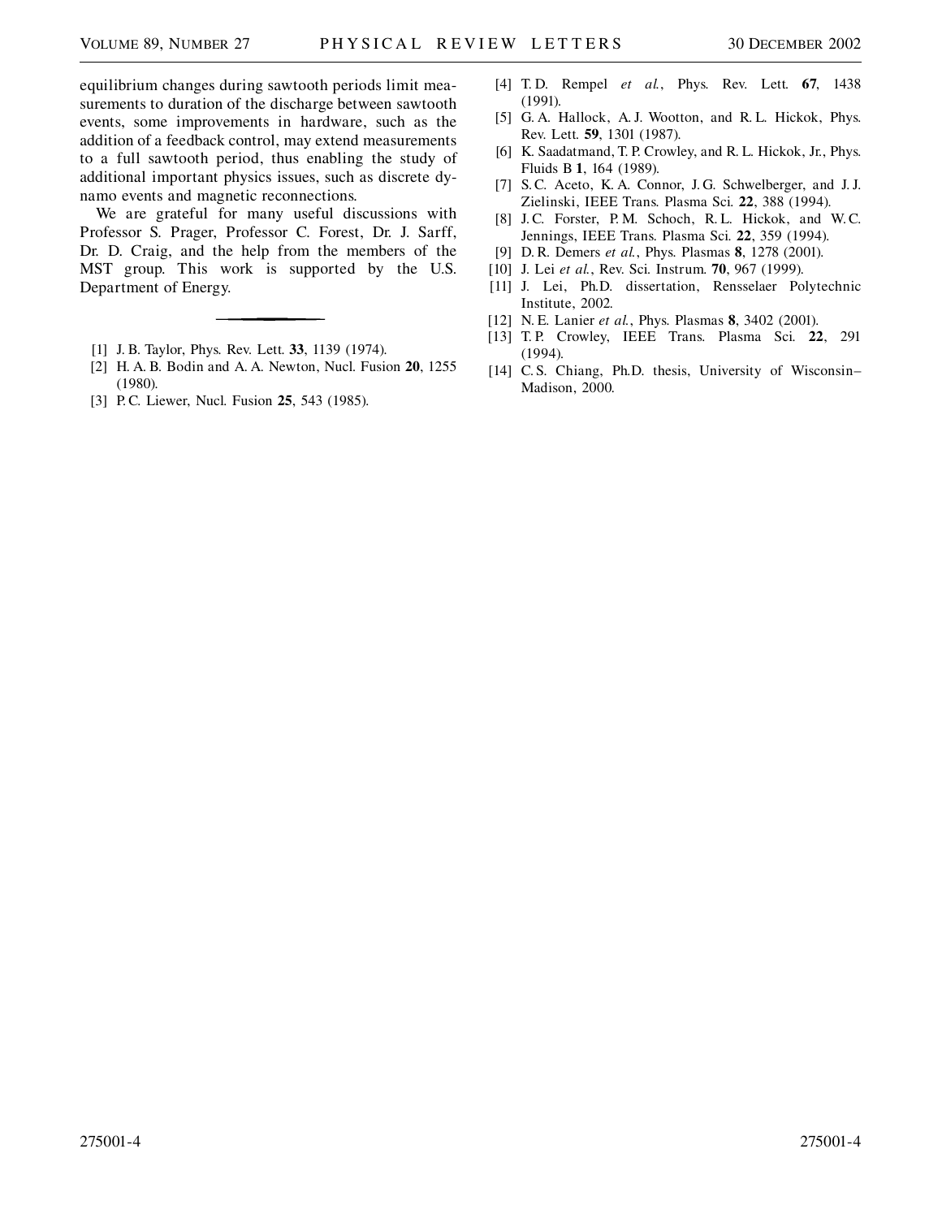equilibrium changes during sawtooth periods limit measurements to duration of the discharge between sawtooth events, some improvements in hardware, such as the addition of a feedback control, may extend measurements to a full sawtooth period, thus enabling the study of additional important physics issues, such as discrete dynamo events and magnetic reconnections.

We are grateful for many useful discussions with Professor S. Prager, Professor C. Forest, Dr. J. Sarff, Dr. D. Craig, and the help from the members of the MST group. This work is supported by the U.S. Department of Energy.

---

[1] J. B. Taylor, Phys. Rev. Lett. **33**, 1139 (1974).

[2] H. A. B. Bodin and A. A. Newton, Nucl. Fusion **20**, 1255 (1980).

[3] P. C. Liewer, Nucl. Fusion **25**, 543 (1985).

[4] T. D. Rempel *et al.*, Phys. Rev. Lett. **67**, 1438 (1991).

[5] G. A. Hallock, A. J. Wootton, and R. L. Hickok, Phys. Rev. Lett. **59**, 1301 (1987).

[6] K. Saadatmand, T. P. Crowley, and R. L. Hickok, Jr., Phys. Fluids B **1**, 164 (1989).

[7] S. C. Aceto, K. A. Connor, J. G. Schwelberger, and J. J. Zielinski, IEEE Trans. Plasma Sci. **22**, 388 (1994).

[8] J. C. Forster, P. M. Schoch, R. L. Hickok, and W. C. Jennings, IEEE Trans. Plasma Sci. **22**, 359 (1994).

[9] D. R. Demers *et al.*, Phys. Plasmas **8**, 1278 (2001).

[10] J. Lei *et al.*, Rev. Sci. Instrum. **70**, 967 (1999).

[11] J. Lei, Ph.D. dissertation, Rensselaer Polytechnic Institute, 2002.

[12] N. E. Lanier *et al.*, Phys. Plasmas **8**, 3402 (2001).

[13] T. P. Crowley, IEEE Trans. Plasma Sci. **22**, 291 (1994).

[14] C. S. Chiang, Ph.D. thesis, University of Wisconsin–Madison, 2000.